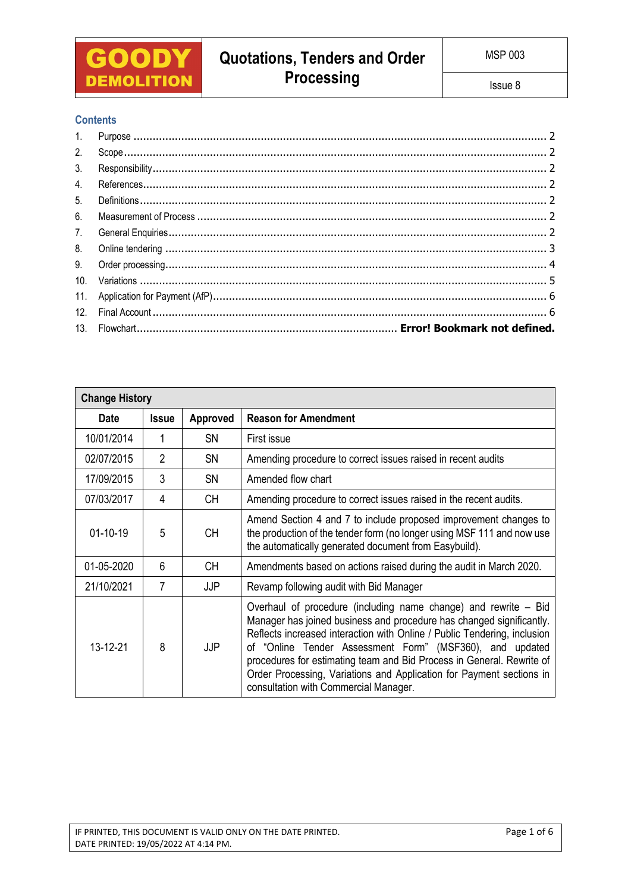| GOODY DEMOLITION | Quotations, Tenders and Order Processing | MSP 003 |
| --- | --- | --- |
| | | Issue 8 |

## Contents

1. Purpose ............................................................ 2
2. Scope ............................................................ 2
3. Responsibility ............................................................ 2
4. References ............................................................ 2
5. Definitions ............................................................ 2
6. Measurement of Process ............................................................ 2
7. General Enquiries ............................................................ 2
8. Online tendering ............................................................ 3
9. Order processing ............................................................ 4
10. Variations ............................................................ 5
11. Application for Payment (AfP) ............................................................ 6
12. Final Account ............................................................ 6
13. Flowchart ............................................................ **Error! Bookmark not defined.**

| **Change History** | | | |
| --- | --- | --- | --- |
| **Date** | **Issue** | **Approved** | **Reason for Amendment** |
| 10/01/2014 | 1 | SN | First issue |
| 02/07/2015 | 2 | SN | Amending procedure to correct issues raised in recent audits |
| 17/09/2015 | 3 | SN | Amended flow chart |
| 07/03/2017 | 4 | CH | Amending procedure to correct issues raised in the recent audits. |
| 01-10-19 | 5 | CH | Amend Section 4 and 7 to include proposed improvement changes to the production of the tender form (no longer using MSF 111 and now use the automatically generated document from Easybuild). |
| 01-05-2020 | 6 | CH | Amendments based on actions raised during the audit in March 2020. |
| 21/10/2021 | 7 | JJP | Revamp following audit with Bid Manager |
| 13-12-21 | 8 | JJP | Overhaul of procedure (including name change) and rewrite – Bid Manager has joined business and procedure has changed significantly. Reflects increased interaction with Online / Public Tendering, inclusion of "Online Tender Assessment Form" (MSF360), and updated procedures for estimating team and Bid Process in General. Rewrite of Order Processing, Variations and Application for Payment sections in consultation with Commercial Manager. |

IF PRINTED, THIS DOCUMENT IS VALID ONLY ON THE DATE PRINTED.
DATE PRINTED: 19/05/2022 AT 4:14 PM.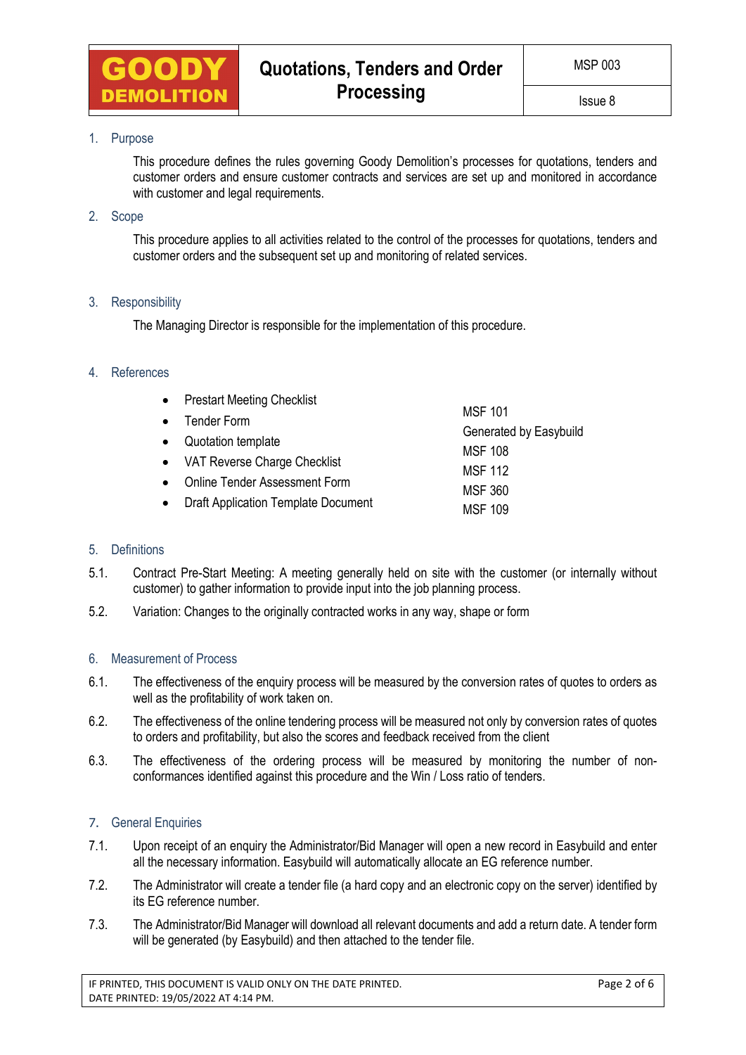## 1. Purpose

This procedure defines the rules governing Goody Demolition's processes for quotations, tenders and customer orders and ensure customer contracts and services are set up and monitored in accordance with customer and legal requirements.

## 2. Scope

This procedure applies to all activities related to the control of the processes for quotations, tenders and customer orders and the subsequent set up and monitoring of related services.

## 3. Responsibility

The Managing Director is responsible for the implementation of this procedure.

## 4. References

| | |
|---|---|
| Prestart Meeting Checklist | MSF 101 |
| Tender Form | Generated by Easybuild |
| Quotation template | MSF 108 |
| VAT Reverse Charge Checklist | MSF 112 |
| Online Tender Assessment Form | MSF 360 |
| Draft Application Template Document | MSF 109 |

## 5. Definitions

5.1. Contract Pre-Start Meeting: A meeting generally held on site with the customer (or internally without customer) to gather information to provide input into the job planning process.

5.2. Variation: Changes to the originally contracted works in any way, shape or form

## 6. Measurement of Process

6.1. The effectiveness of the enquiry process will be measured by the conversion rates of quotes to orders as well as the profitability of work taken on.

6.2. The effectiveness of the online tendering process will be measured not only by conversion rates of quotes to orders and profitability, but also the scores and feedback received from the client

6.3. The effectiveness of the ordering process will be measured by monitoring the number of non-conformances identified against this procedure and the Win / Loss ratio of tenders.

## 7. General Enquiries

7.1. Upon receipt of an enquiry the Administrator/Bid Manager will open a new record in Easybuild and enter all the necessary information. Easybuild will automatically allocate an EG reference number.

7.2. The Administrator will create a tender file (a hard copy and an electronic copy on the server) identified by its EG reference number.

7.3. The Administrator/Bid Manager will download all relevant documents and add a return date. A tender form will be generated (by Easybuild) and then attached to the tender file.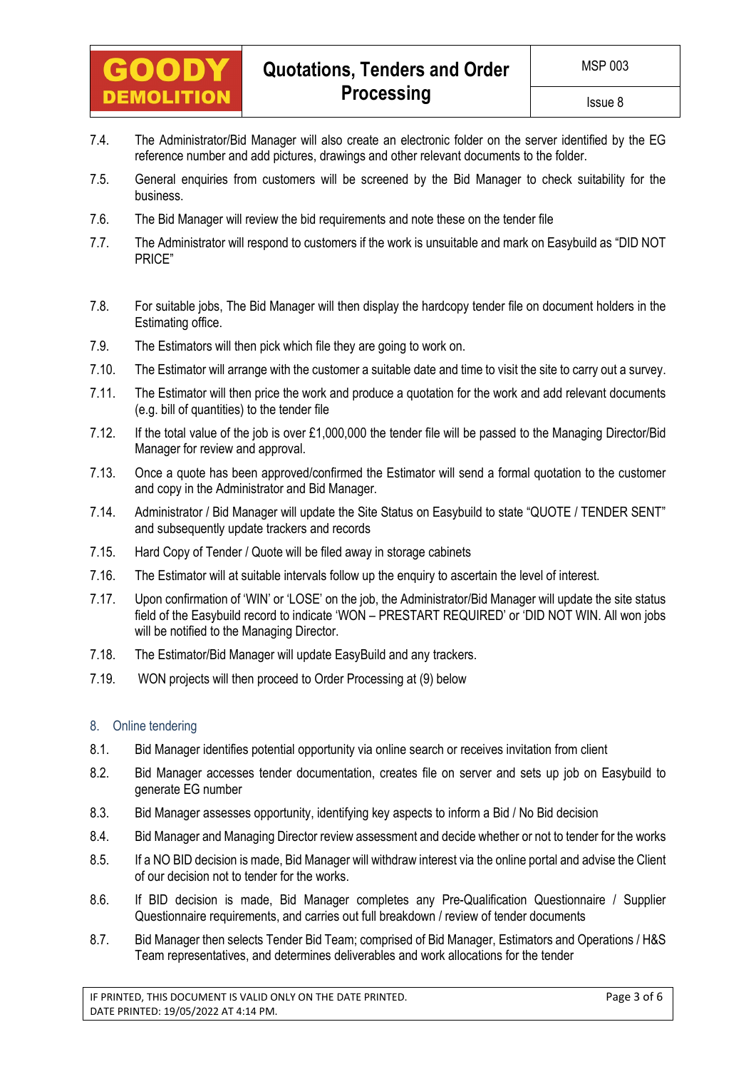7.4. The Administrator/Bid Manager will also create an electronic folder on the server identified by the EG reference number and add pictures, drawings and other relevant documents to the folder.

7.5. General enquiries from customers will be screened by the Bid Manager to check suitability for the business.

7.6. The Bid Manager will review the bid requirements and note these on the tender file

7.7. The Administrator will respond to customers if the work is unsuitable and mark on Easybuild as "DID NOT PRICE"

7.8. For suitable jobs, The Bid Manager will then display the hardcopy tender file on document holders in the Estimating office.

7.9. The Estimators will then pick which file they are going to work on.

7.10. The Estimator will arrange with the customer a suitable date and time to visit the site to carry out a survey.

7.11. The Estimator will then price the work and produce a quotation for the work and add relevant documents (e.g. bill of quantities) to the tender file

7.12. If the total value of the job is over £1,000,000 the tender file will be passed to the Managing Director/Bid Manager for review and approval.

7.13. Once a quote has been approved/confirmed the Estimator will send a formal quotation to the customer and copy in the Administrator and Bid Manager.

7.14. Administrator / Bid Manager will update the Site Status on Easybuild to state "QUOTE / TENDER SENT" and subsequently update trackers and records

7.15. Hard Copy of Tender / Quote will be filed away in storage cabinets

7.16. The Estimator will at suitable intervals follow up the enquiry to ascertain the level of interest.

7.17. Upon confirmation of 'WIN' or 'LOSE' on the job, the Administrator/Bid Manager will update the site status field of the Easybuild record to indicate 'WON – PRESTART REQUIRED' or 'DID NOT WIN. All won jobs will be notified to the Managing Director.

7.18. The Estimator/Bid Manager will update EasyBuild and any trackers.

7.19. WON projects will then proceed to Order Processing at (9) below

## 8. Online tendering

8.1. Bid Manager identifies potential opportunity via online search or receives invitation from client

8.2. Bid Manager accesses tender documentation, creates file on server and sets up job on Easybuild to generate EG number

8.3. Bid Manager assesses opportunity, identifying key aspects to inform a Bid / No Bid decision

8.4. Bid Manager and Managing Director review assessment and decide whether or not to tender for the works

8.5. If a NO BID decision is made, Bid Manager will withdraw interest via the online portal and advise the Client of our decision not to tender for the works.

8.6. If BID decision is made, Bid Manager completes any Pre-Qualification Questionnaire / Supplier Questionnaire requirements, and carries out full breakdown / review of tender documents

8.7. Bid Manager then selects Tender Bid Team; comprised of Bid Manager, Estimators and Operations / H&S Team representatives, and determines deliverables and work allocations for the tender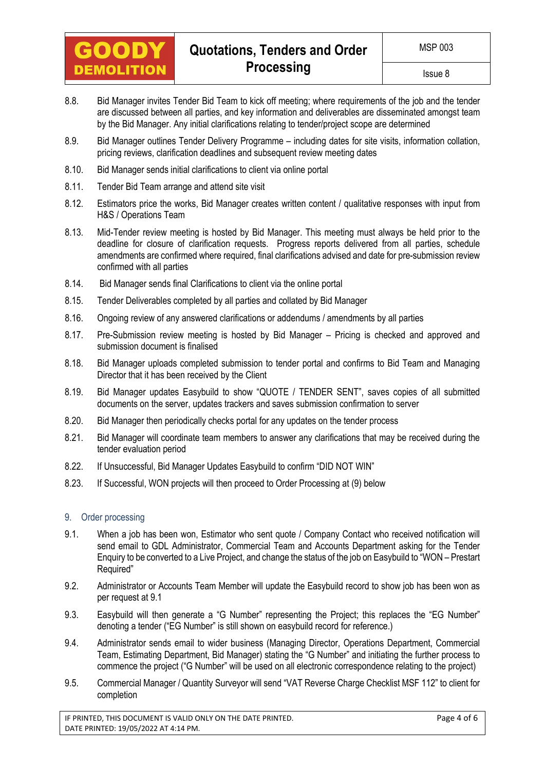8.8. Bid Manager invites Tender Bid Team to kick off meeting; where requirements of the job and the tender are discussed between all parties, and key information and deliverables are disseminated amongst team by the Bid Manager. Any initial clarifications relating to tender/project scope are determined

8.9. Bid Manager outlines Tender Delivery Programme – including dates for site visits, information collation, pricing reviews, clarification deadlines and subsequent review meeting dates

8.10. Bid Manager sends initial clarifications to client via online portal

8.11. Tender Bid Team arrange and attend site visit

8.12. Estimators price the works, Bid Manager creates written content / qualitative responses with input from H&S / Operations Team

8.13. Mid-Tender review meeting is hosted by Bid Manager. This meeting must always be held prior to the deadline for closure of clarification requests. Progress reports delivered from all parties, schedule amendments are confirmed where required, final clarifications advised and date for pre-submission review confirmed with all parties

8.14. Bid Manager sends final Clarifications to client via the online portal

8.15. Tender Deliverables completed by all parties and collated by Bid Manager

8.16. Ongoing review of any answered clarifications or addendums / amendments by all parties

8.17. Pre-Submission review meeting is hosted by Bid Manager – Pricing is checked and approved and submission document is finalised

8.18. Bid Manager uploads completed submission to tender portal and confirms to Bid Team and Managing Director that it has been received by the Client

8.19. Bid Manager updates Easybuild to show "QUOTE / TENDER SENT", saves copies of all submitted documents on the server, updates trackers and saves submission confirmation to server

8.20. Bid Manager then periodically checks portal for any updates on the tender process

8.21. Bid Manager will coordinate team members to answer any clarifications that may be received during the tender evaluation period

8.22. If Unsuccessful, Bid Manager Updates Easybuild to confirm "DID NOT WIN"

8.23. If Successful, WON projects will then proceed to Order Processing at (9) below

## 9. Order processing

9.1. When a job has been won, Estimator who sent quote / Company Contact who received notification will send email to GDL Administrator, Commercial Team and Accounts Department asking for the Tender Enquiry to be converted to a Live Project, and change the status of the job on Easybuild to "WON – Prestart Required"

9.2. Administrator or Accounts Team Member will update the Easybuild record to show job has been won as per request at 9.1

9.3. Easybuild will then generate a "G Number" representing the Project; this replaces the "EG Number" denoting a tender ("EG Number" is still shown on easybuild record for reference.)

9.4. Administrator sends email to wider business (Managing Director, Operations Department, Commercial Team, Estimating Department, Bid Manager) stating the "G Number" and initiating the further process to commence the project ("G Number" will be used on all electronic correspondence relating to the project)

9.5. Commercial Manager / Quantity Surveyor will send "VAT Reverse Charge Checklist MSF 112" to client for completion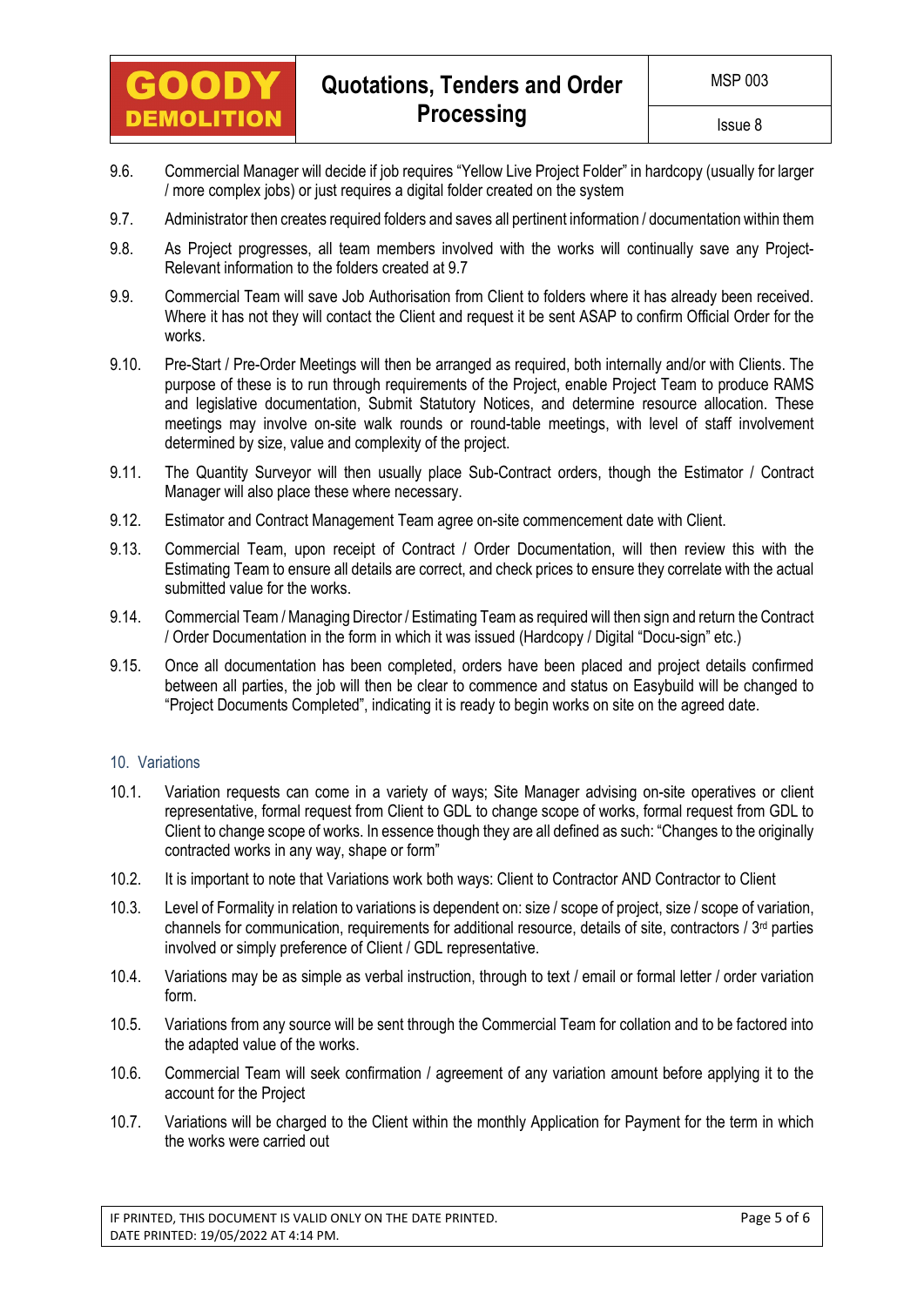9.6. Commercial Manager will decide if job requires "Yellow Live Project Folder" in hardcopy (usually for larger / more complex jobs) or just requires a digital folder created on the system

9.7. Administrator then creates required folders and saves all pertinent information / documentation within them

9.8. As Project progresses, all team members involved with the works will continually save any Project-Relevant information to the folders created at 9.7

9.9. Commercial Team will save Job Authorisation from Client to folders where it has already been received. Where it has not they will contact the Client and request it be sent ASAP to confirm Official Order for the works.

9.10. Pre-Start / Pre-Order Meetings will then be arranged as required, both internally and/or with Clients. The purpose of these is to run through requirements of the Project, enable Project Team to produce RAMS and legislative documentation, Submit Statutory Notices, and determine resource allocation. These meetings may involve on-site walk rounds or round-table meetings, with level of staff involvement determined by size, value and complexity of the project.

9.11. The Quantity Surveyor will then usually place Sub-Contract orders, though the Estimator / Contract Manager will also place these where necessary.

9.12. Estimator and Contract Management Team agree on-site commencement date with Client.

9.13. Commercial Team, upon receipt of Contract / Order Documentation, will then review this with the Estimating Team to ensure all details are correct, and check prices to ensure they correlate with the actual submitted value for the works.

9.14. Commercial Team / Managing Director / Estimating Team as required will then sign and return the Contract / Order Documentation in the form in which it was issued (Hardcopy / Digital "Docu-sign" etc.)

9.15. Once all documentation has been completed, orders have been placed and project details confirmed between all parties, the job will then be clear to commence and status on Easybuild will be changed to "Project Documents Completed", indicating it is ready to begin works on site on the agreed date.

## 10. Variations

10.1. Variation requests can come in a variety of ways; Site Manager advising on-site operatives or client representative, formal request from Client to GDL to change scope of works, formal request from GDL to Client to change scope of works. In essence though they are all defined as such: "Changes to the originally contracted works in any way, shape or form"

10.2. It is important to note that Variations work both ways: Client to Contractor AND Contractor to Client

10.3. Level of Formality in relation to variations is dependent on: size / scope of project, size / scope of variation, channels for communication, requirements for additional resource, details of site, contractors / 3rd parties involved or simply preference of Client / GDL representative.

10.4. Variations may be as simple as verbal instruction, through to text / email or formal letter / order variation form.

10.5. Variations from any source will be sent through the Commercial Team for collation and to be factored into the adapted value of the works.

10.6. Commercial Team will seek confirmation / agreement of any variation amount before applying it to the account for the Project

10.7. Variations will be charged to the Client within the monthly Application for Payment for the term in which the works were carried out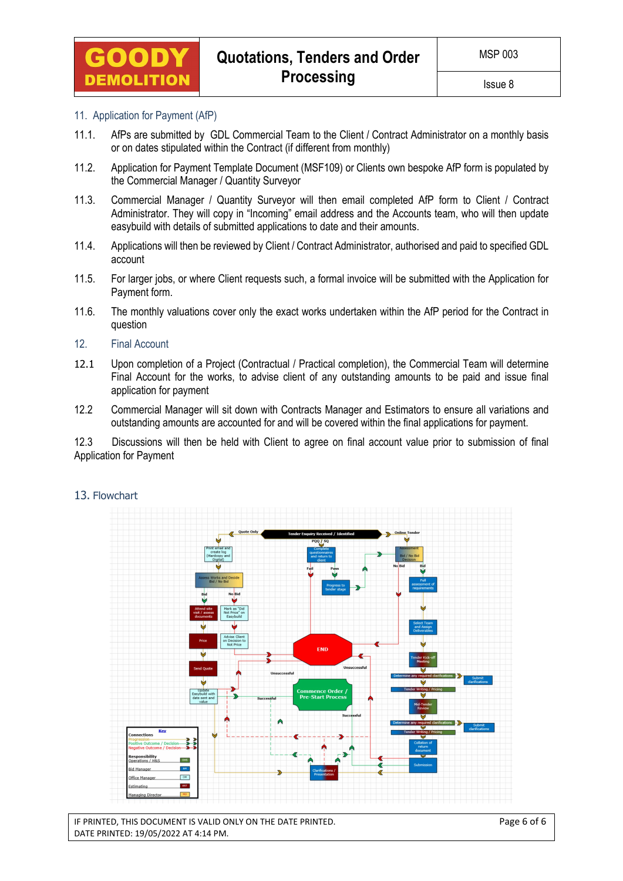## 11. Application for Payment (AfP)

11.1. AfPs are submitted by GDL Commercial Team to the Client / Contract Administrator on a monthly basis or on dates stipulated within the Contract (if different from monthly)

11.2. Application for Payment Template Document (MSF109) or Clients own bespoke AfP form is populated by the Commercial Manager / Quantity Surveyor

11.3. Commercial Manager / Quantity Surveyor will then email completed AfP form to Client / Contract Administrator. They will copy in "Incoming" email address and the Accounts team, who will then update easybuild with details of submitted applications to date and their amounts.

11.4. Applications will then be reviewed by Client / Contract Administrator, authorised and paid to specified GDL account

11.5. For larger jobs, or where Client requests such, a formal invoice will be submitted with the Application for Payment form.

11.6. The monthly valuations cover only the exact works undertaken within the AfP period for the Contract in question

## 12. Final Account

12.1 Upon completion of a Project (Contractual / Practical completion), the Commercial Team will determine Final Account for the works, to advise client of any outstanding amounts to be paid and issue final application for payment

12.2 Commercial Manager will sit down with Contracts Manager and Estimators to ensure all variations and outstanding amounts are accounted for and will be covered within the final applications for payment.

12.3 Discussions will then be held with Client to agree on final account value prior to submission of final Application for Payment

## 13. Flowchart

Tender Enquiry Received / Identified
Quote Only
Online Tender
PQQ / SQ
Print email and create log (Hardcopy and Digital)
Complete questionnaires and return to client
Assessment Bid / No Bid Decision
Fail
Pass
No Bid
Bid
Assess Works and Decide Bid / No Bid
Progress to tender stage
Full assessment of requirements
Bid
No Bid
Attend site visit / assess documents
Mark as "Did Not Price" on Easybuild
Select Team and Assign Deliverables
Price
Advise Client on Decision to Not Price
END
Tender Kick-off Meeting
Send Quote
Unsuccessful
Unsuccessful
Determine any required clarifications
Submit clarifications
Tender Writing / Pricing
Update Easybuild with date sent and value
Successful
Commence Order / Pre-Start Process
Mid-Tender Review
Successful
Determine any required clarifications
Submit clarifications
Tender Writing / Pricing
Collation of return document
Submission
Clarifications / Presentation

Key
Connections
Progression
Positive Outcome / Decision
Negative Outcome / Decision
Responsibility
Operations / H&S — OHS
Bid Manager — BM
Office Manager — OM
Estimating — EST
Managing Director — MD